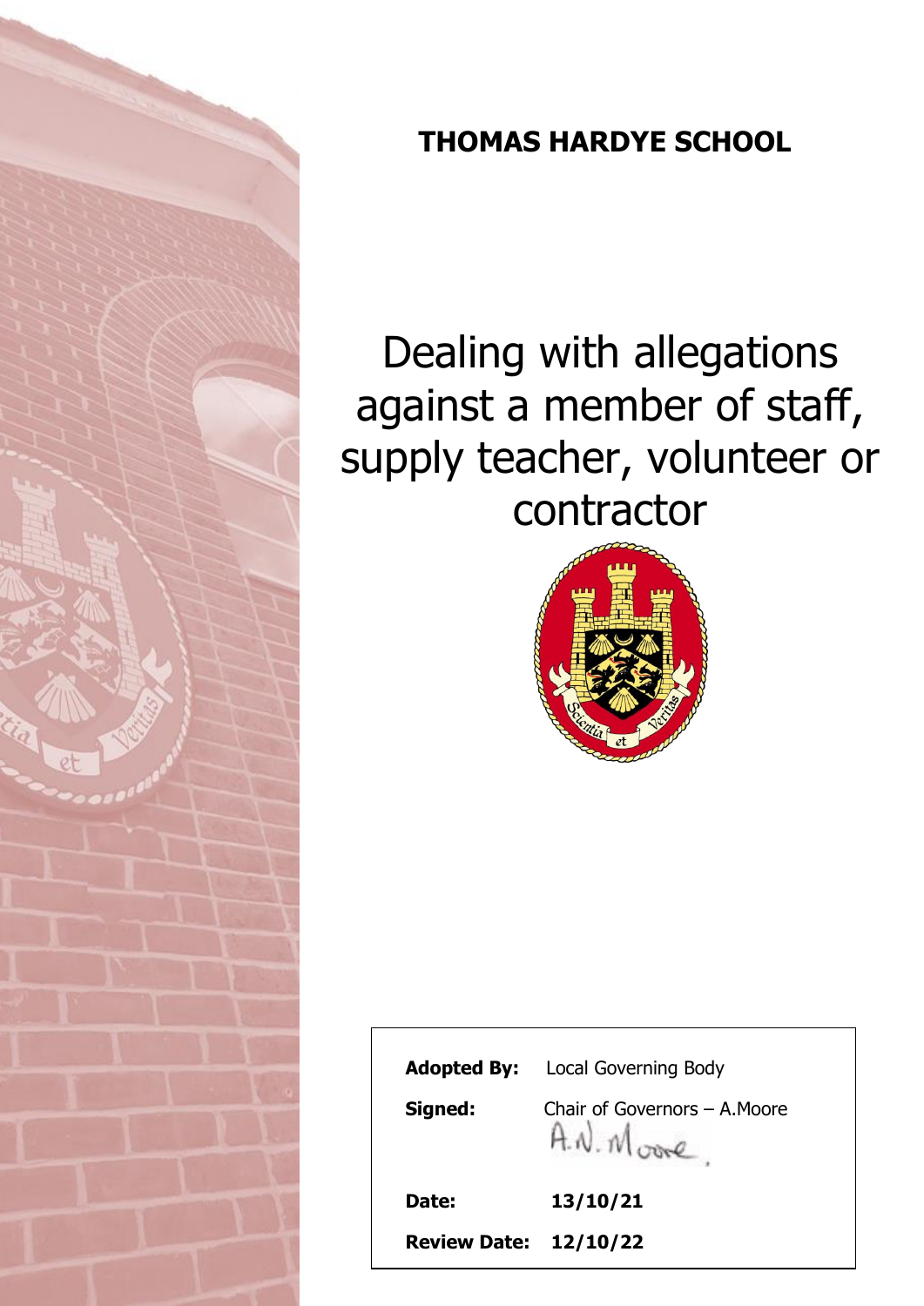# THOMAS HARDYE SCHOOL

# Dealing with allegations against a member of staff, supply teacher, volunteer or contractor

| | |
|---|---|
| **Adopted By:** | Local Governing Body |
| **Signed:** | Chair of Governors – A.Moore |
| | A.N. Moore. |
| **Date:** | **13/10/21** |
| **Review Date:** | **12/10/22** |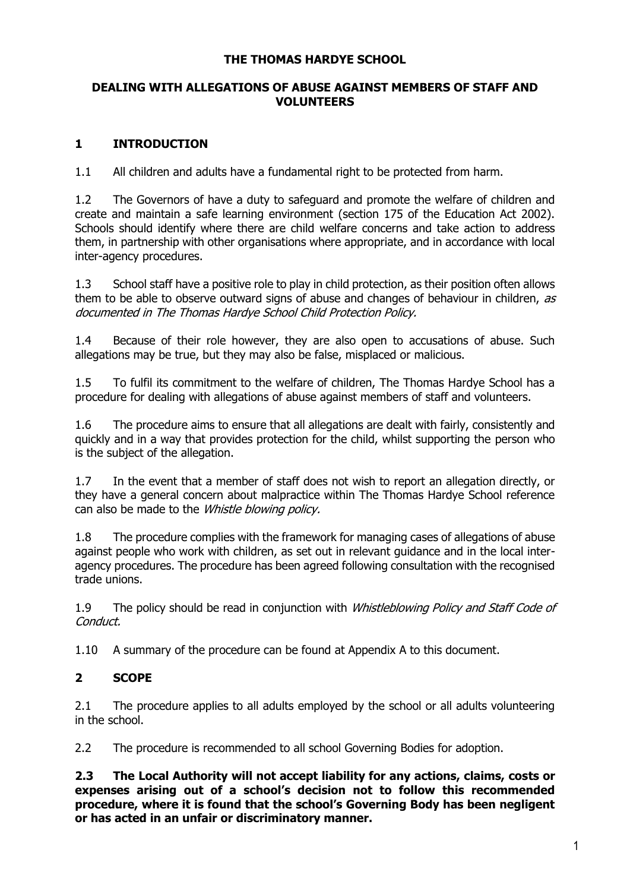**THE THOMAS HARDYE SCHOOL**

**DEALING WITH ALLEGATIONS OF ABUSE AGAINST MEMBERS OF STAFF AND VOLUNTEERS**

## 1 INTRODUCTION

1.1 All children and adults have a fundamental right to be protected from harm.

1.2 The Governors of have a duty to safeguard and promote the welfare of children and create and maintain a safe learning environment (section 175 of the Education Act 2002). Schools should identify where there are child welfare concerns and take action to address them, in partnership with other organisations where appropriate, and in accordance with local inter-agency procedures.

1.3 School staff have a positive role to play in child protection, as their position often allows them to be able to observe outward signs of abuse and changes of behaviour in children, *as documented in The Thomas Hardye School Child Protection Policy.*

1.4 Because of their role however, they are also open to accusations of abuse. Such allegations may be true, but they may also be false, misplaced or malicious.

1.5 To fulfil its commitment to the welfare of children, The Thomas Hardye School has a procedure for dealing with allegations of abuse against members of staff and volunteers.

1.6 The procedure aims to ensure that all allegations are dealt with fairly, consistently and quickly and in a way that provides protection for the child, whilst supporting the person who is the subject of the allegation.

1.7 In the event that a member of staff does not wish to report an allegation directly, or they have a general concern about malpractice within The Thomas Hardye School reference can also be made to the *Whistle blowing policy.*

1.8 The procedure complies with the framework for managing cases of allegations of abuse against people who work with children, as set out in relevant guidance and in the local inter-agency procedures. The procedure has been agreed following consultation with the recognised trade unions.

1.9 The policy should be read in conjunction with *Whistleblowing Policy and Staff Code of Conduct.*

1.10 A summary of the procedure can be found at Appendix A to this document.

## 2 SCOPE

2.1 The procedure applies to all adults employed by the school or all adults volunteering in the school.

2.2 The procedure is recommended to all school Governing Bodies for adoption.

**2.3 The Local Authority will not accept liability for any actions, claims, costs or expenses arising out of a school's decision not to follow this recommended procedure, where it is found that the school's Governing Body has been negligent or has acted in an unfair or discriminatory manner.**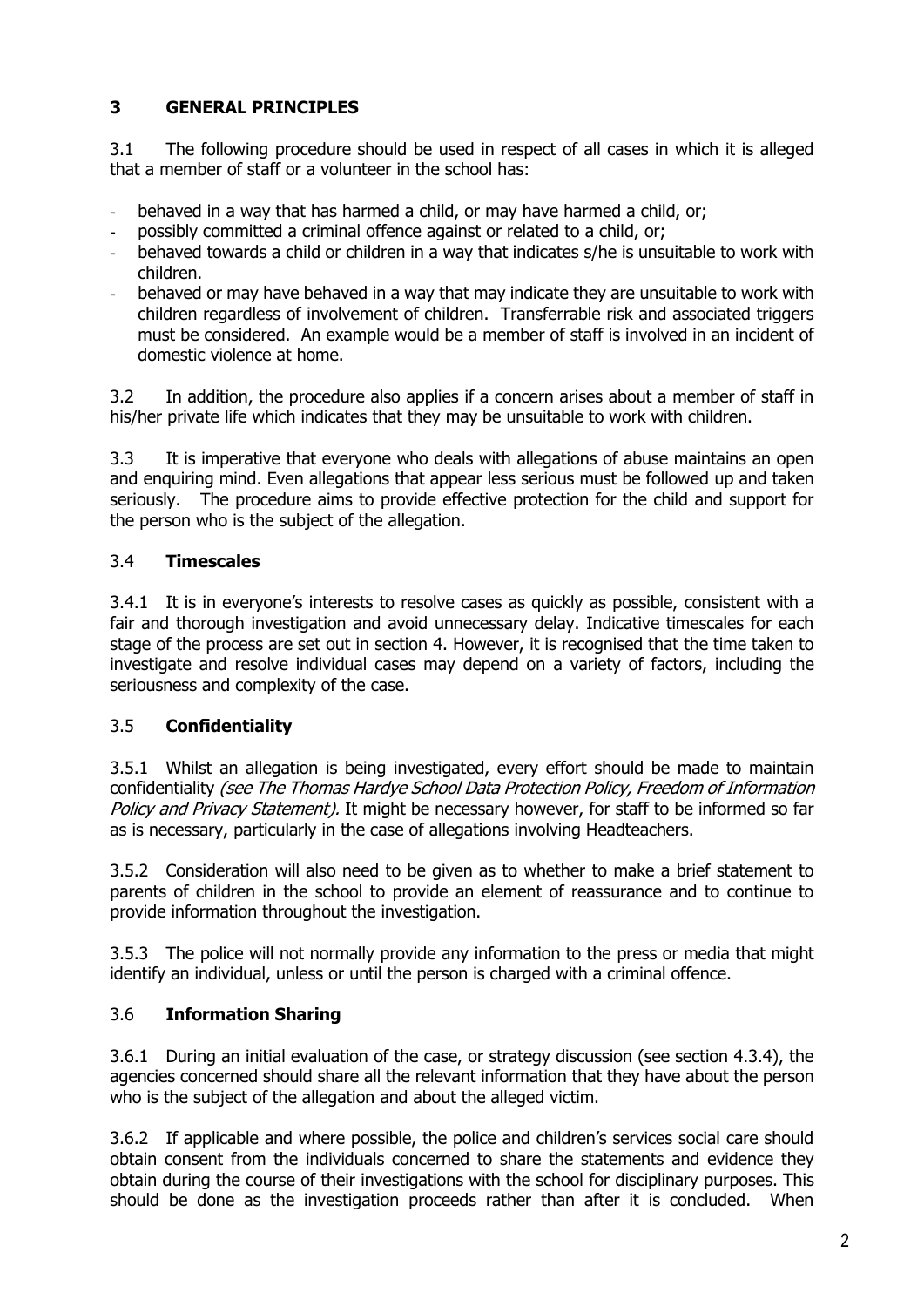## 3 GENERAL PRINCIPLES

3.1 The following procedure should be used in respect of all cases in which it is alleged that a member of staff or a volunteer in the school has:

- behaved in a way that has harmed a child, or may have harmed a child, or;
- possibly committed a criminal offence against or related to a child, or;
- behaved towards a child or children in a way that indicates s/he is unsuitable to work with children.
- behaved or may have behaved in a way that may indicate they are unsuitable to work with children regardless of involvement of children. Transferrable risk and associated triggers must be considered. An example would be a member of staff is involved in an incident of domestic violence at home.

3.2 In addition, the procedure also applies if a concern arises about a member of staff in his/her private life which indicates that they may be unsuitable to work with children.

3.3 It is imperative that everyone who deals with allegations of abuse maintains an open and enquiring mind. Even allegations that appear less serious must be followed up and taken seriously. The procedure aims to provide effective protection for the child and support for the person who is the subject of the allegation.

### 3.4 Timescales

3.4.1 It is in everyone's interests to resolve cases as quickly as possible, consistent with a fair and thorough investigation and avoid unnecessary delay. Indicative timescales for each stage of the process are set out in section 4. However, it is recognised that the time taken to investigate and resolve individual cases may depend on a variety of factors, including the seriousness and complexity of the case.

### 3.5 Confidentiality

3.5.1 Whilst an allegation is being investigated, every effort should be made to maintain confidentiality *(see The Thomas Hardye School Data Protection Policy, Freedom of Information Policy and Privacy Statement).* It might be necessary however, for staff to be informed so far as is necessary, particularly in the case of allegations involving Headteachers.

3.5.2 Consideration will also need to be given as to whether to make a brief statement to parents of children in the school to provide an element of reassurance and to continue to provide information throughout the investigation.

3.5.3 The police will not normally provide any information to the press or media that might identify an individual, unless or until the person is charged with a criminal offence.

### 3.6 Information Sharing

3.6.1 During an initial evaluation of the case, or strategy discussion (see section 4.3.4), the agencies concerned should share all the relevant information that they have about the person who is the subject of the allegation and about the alleged victim.

3.6.2 If applicable and where possible, the police and children's services social care should obtain consent from the individuals concerned to share the statements and evidence they obtain during the course of their investigations with the school for disciplinary purposes. This should be done as the investigation proceeds rather than after it is concluded. When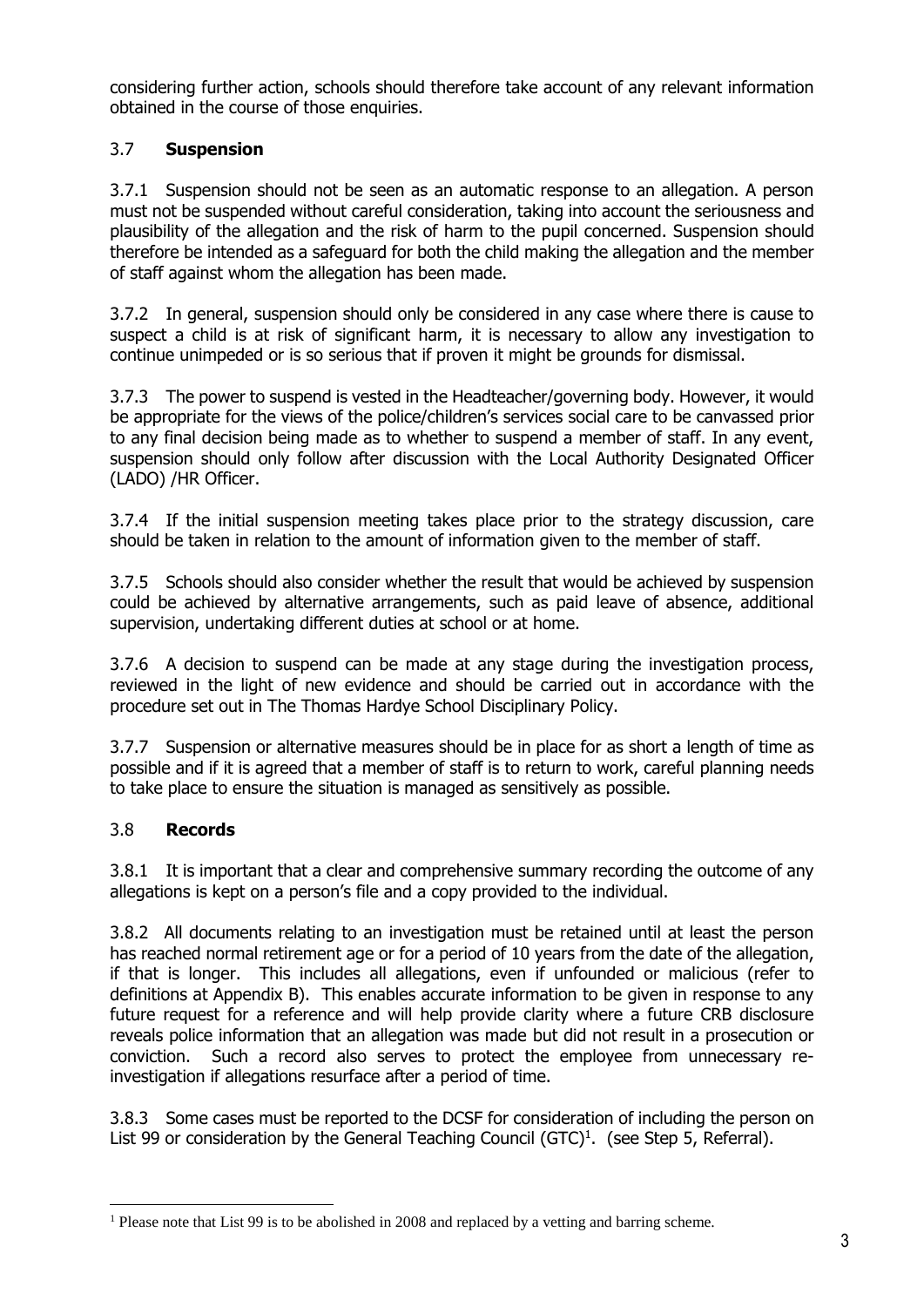considering further action, schools should therefore take account of any relevant information obtained in the course of those enquiries.

### 3.7 **Suspension**

3.7.1 Suspension should not be seen as an automatic response to an allegation. A person must not be suspended without careful consideration, taking into account the seriousness and plausibility of the allegation and the risk of harm to the pupil concerned. Suspension should therefore be intended as a safeguard for both the child making the allegation and the member of staff against whom the allegation has been made.

3.7.2 In general, suspension should only be considered in any case where there is cause to suspect a child is at risk of significant harm, it is necessary to allow any investigation to continue unimpeded or is so serious that if proven it might be grounds for dismissal.

3.7.3 The power to suspend is vested in the Headteacher/governing body. However, it would be appropriate for the views of the police/children's services social care to be canvassed prior to any final decision being made as to whether to suspend a member of staff. In any event, suspension should only follow after discussion with the Local Authority Designated Officer (LADO) /HR Officer.

3.7.4 If the initial suspension meeting takes place prior to the strategy discussion, care should be taken in relation to the amount of information given to the member of staff.

3.7.5 Schools should also consider whether the result that would be achieved by suspension could be achieved by alternative arrangements, such as paid leave of absence, additional supervision, undertaking different duties at school or at home.

3.7.6 A decision to suspend can be made at any stage during the investigation process, reviewed in the light of new evidence and should be carried out in accordance with the procedure set out in The Thomas Hardye School Disciplinary Policy.

3.7.7 Suspension or alternative measures should be in place for as short a length of time as possible and if it is agreed that a member of staff is to return to work, careful planning needs to take place to ensure the situation is managed as sensitively as possible.

### 3.8 **Records**

3.8.1 It is important that a clear and comprehensive summary recording the outcome of any allegations is kept on a person's file and a copy provided to the individual.

3.8.2 All documents relating to an investigation must be retained until at least the person has reached normal retirement age or for a period of 10 years from the date of the allegation, if that is longer. This includes all allegations, even if unfounded or malicious (refer to definitions at Appendix B). This enables accurate information to be given in response to any future request for a reference and will help provide clarity where a future CRB disclosure reveals police information that an allegation was made but did not result in a prosecution or conviction. Such a record also serves to protect the employee from unnecessary re-investigation if allegations resurface after a period of time.

3.8.3 Some cases must be reported to the DCSF for consideration of including the person on List 99 or consideration by the General Teaching Council (GTC)[1]. (see Step 5, Referral).

---

[1] Please note that List 99 is to be abolished in 2008 and replaced by a vetting and barring scheme.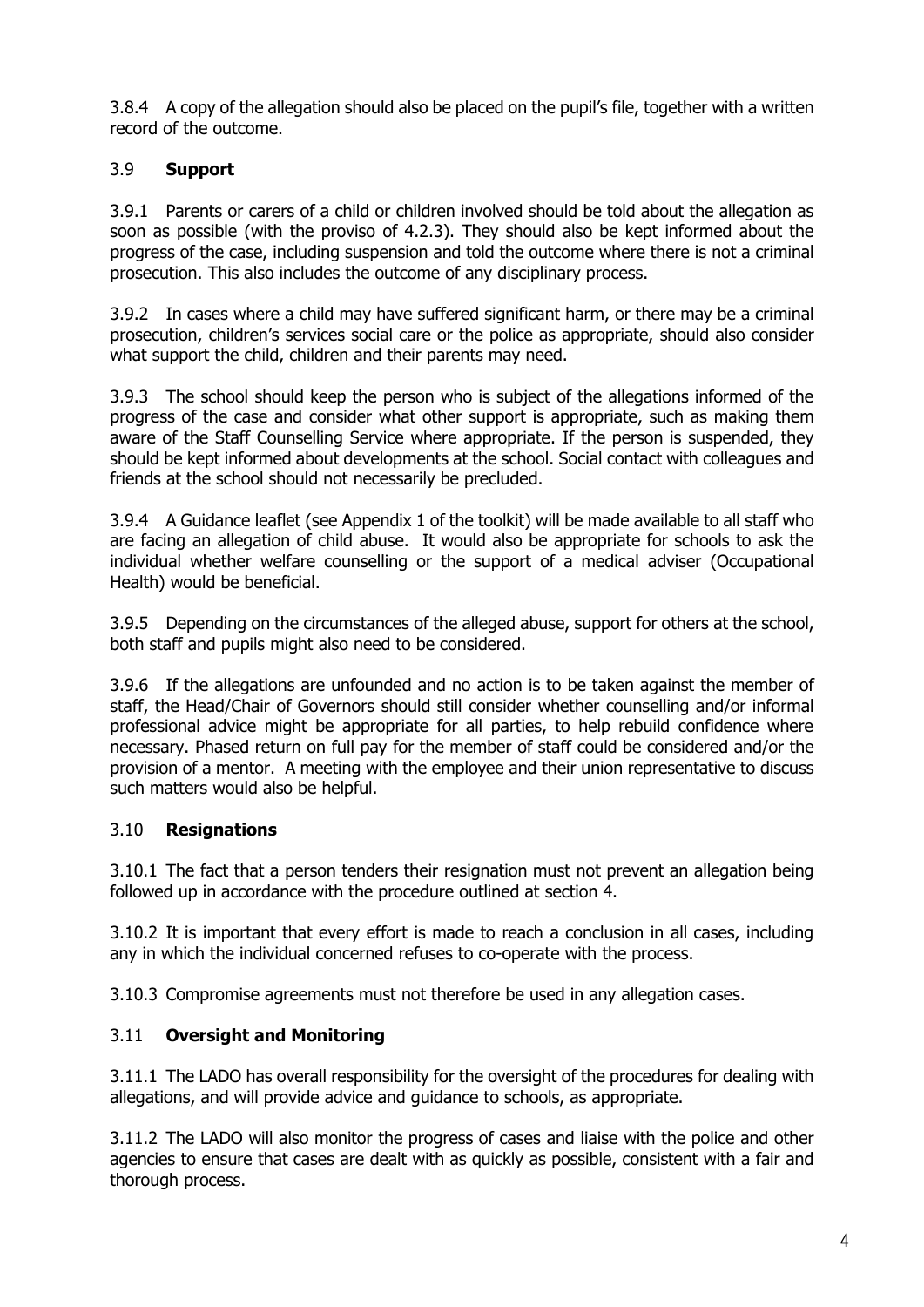3.8.4 A copy of the allegation should also be placed on the pupil's file, together with a written record of the outcome.

### 3.9 **Support**

3.9.1 Parents or carers of a child or children involved should be told about the allegation as soon as possible (with the proviso of 4.2.3). They should also be kept informed about the progress of the case, including suspension and told the outcome where there is not a criminal prosecution. This also includes the outcome of any disciplinary process.

3.9.2 In cases where a child may have suffered significant harm, or there may be a criminal prosecution, children's services social care or the police as appropriate, should also consider what support the child, children and their parents may need.

3.9.3 The school should keep the person who is subject of the allegations informed of the progress of the case and consider what other support is appropriate, such as making them aware of the Staff Counselling Service where appropriate. If the person is suspended, they should be kept informed about developments at the school. Social contact with colleagues and friends at the school should not necessarily be precluded.

3.9.4 A Guidance leaflet (see Appendix 1 of the toolkit) will be made available to all staff who are facing an allegation of child abuse. It would also be appropriate for schools to ask the individual whether welfare counselling or the support of a medical adviser (Occupational Health) would be beneficial.

3.9.5 Depending on the circumstances of the alleged abuse, support for others at the school, both staff and pupils might also need to be considered.

3.9.6 If the allegations are unfounded and no action is to be taken against the member of staff, the Head/Chair of Governors should still consider whether counselling and/or informal professional advice might be appropriate for all parties, to help rebuild confidence where necessary. Phased return on full pay for the member of staff could be considered and/or the provision of a mentor. A meeting with the employee and their union representative to discuss such matters would also be helpful.

### 3.10 **Resignations**

3.10.1 The fact that a person tenders their resignation must not prevent an allegation being followed up in accordance with the procedure outlined at section 4.

3.10.2 It is important that every effort is made to reach a conclusion in all cases, including any in which the individual concerned refuses to co-operate with the process.

3.10.3 Compromise agreements must not therefore be used in any allegation cases.

### 3.11 **Oversight and Monitoring**

3.11.1 The LADO has overall responsibility for the oversight of the procedures for dealing with allegations, and will provide advice and guidance to schools, as appropriate.

3.11.2 The LADO will also monitor the progress of cases and liaise with the police and other agencies to ensure that cases are dealt with as quickly as possible, consistent with a fair and thorough process.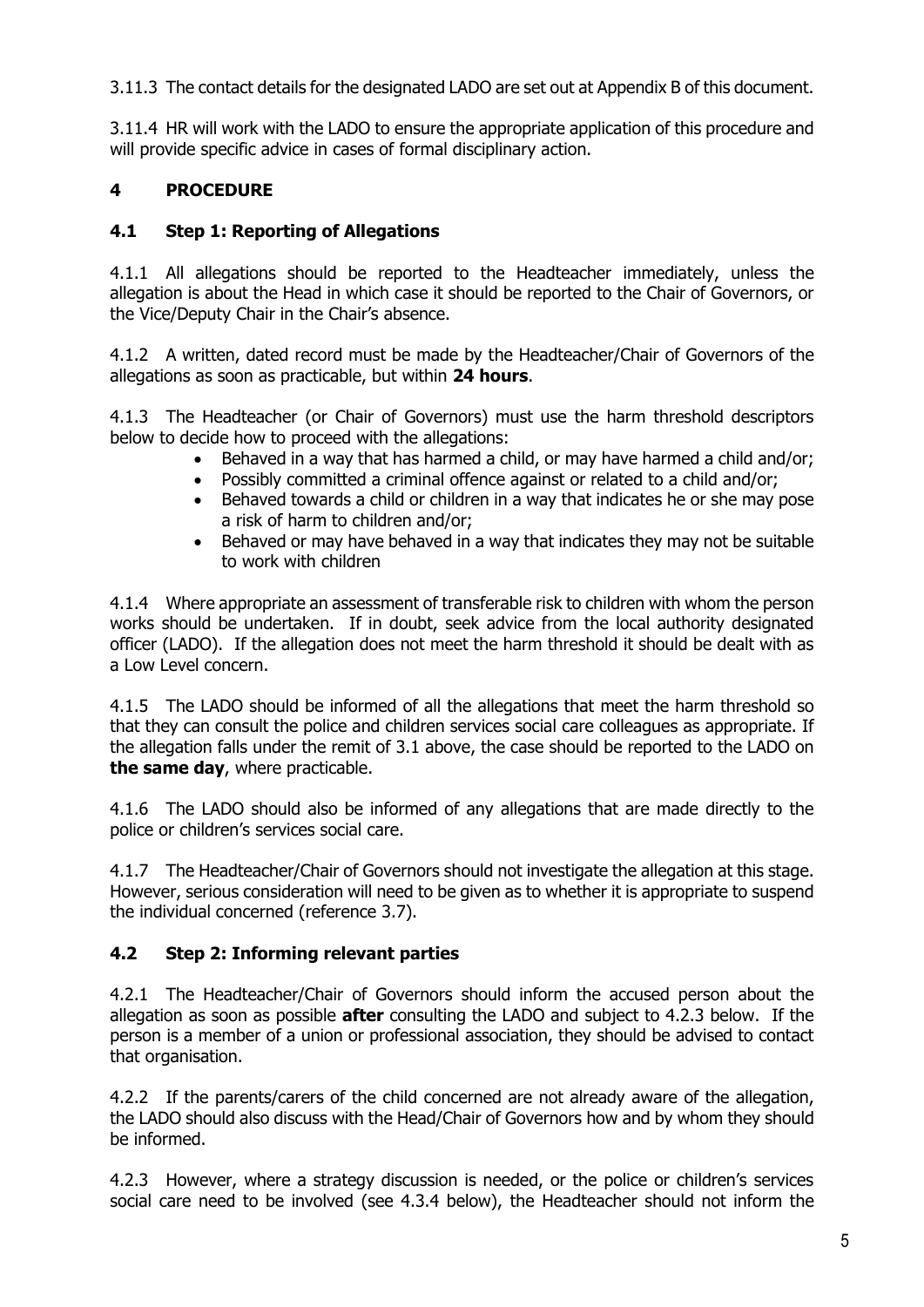3.11.3 The contact details for the designated LADO are set out at Appendix B of this document.

3.11.4 HR will work with the LADO to ensure the appropriate application of this procedure and will provide specific advice in cases of formal disciplinary action.

## 4 PROCEDURE

### 4.1 Step 1: Reporting of Allegations

4.1.1 All allegations should be reported to the Headteacher immediately, unless the allegation is about the Head in which case it should be reported to the Chair of Governors, or the Vice/Deputy Chair in the Chair's absence.

4.1.2 A written, dated record must be made by the Headteacher/Chair of Governors of the allegations as soon as practicable, but within **24 hours**.

4.1.3 The Headteacher (or Chair of Governors) must use the harm threshold descriptors below to decide how to proceed with the allegations:

- Behaved in a way that has harmed a child, or may have harmed a child and/or;
- Possibly committed a criminal offence against or related to a child and/or;
- Behaved towards a child or children in a way that indicates he or she may pose a risk of harm to children and/or;
- Behaved or may have behaved in a way that indicates they may not be suitable to work with children

4.1.4 Where appropriate an assessment of transferable risk to children with whom the person works should be undertaken. If in doubt, seek advice from the local authority designated officer (LADO). If the allegation does not meet the harm threshold it should be dealt with as a Low Level concern.

4.1.5 The LADO should be informed of all the allegations that meet the harm threshold so that they can consult the police and children services social care colleagues as appropriate. If the allegation falls under the remit of 3.1 above, the case should be reported to the LADO on **the same day**, where practicable.

4.1.6 The LADO should also be informed of any allegations that are made directly to the police or children's services social care.

4.1.7 The Headteacher/Chair of Governors should not investigate the allegation at this stage. However, serious consideration will need to be given as to whether it is appropriate to suspend the individual concerned (reference 3.7).

### 4.2 Step 2: Informing relevant parties

4.2.1 The Headteacher/Chair of Governors should inform the accused person about the allegation as soon as possible **after** consulting the LADO and subject to 4.2.3 below. If the person is a member of a union or professional association, they should be advised to contact that organisation.

4.2.2 If the parents/carers of the child concerned are not already aware of the allegation, the LADO should also discuss with the Head/Chair of Governors how and by whom they should be informed.

4.2.3 However, where a strategy discussion is needed, or the police or children's services social care need to be involved (see 4.3.4 below), the Headteacher should not inform the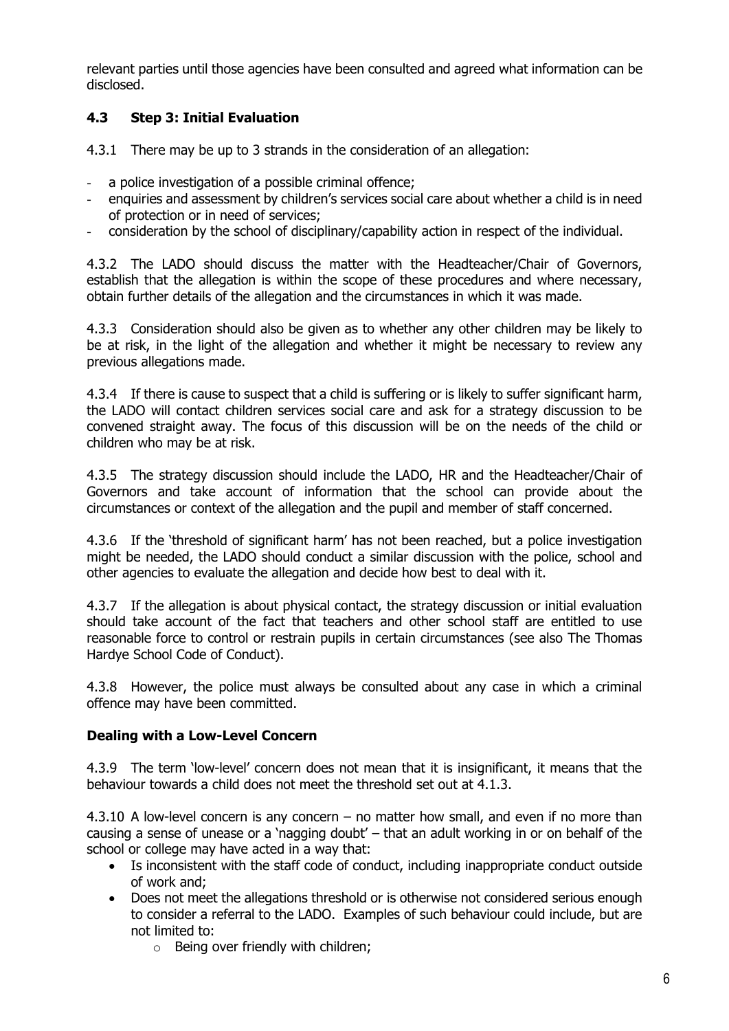relevant parties until those agencies have been consulted and agreed what information can be disclosed.

### 4.3 Step 3: Initial Evaluation

4.3.1 There may be up to 3 strands in the consideration of an allegation:

- a police investigation of a possible criminal offence;
- enquiries and assessment by children's services social care about whether a child is in need of protection or in need of services;
- consideration by the school of disciplinary/capability action in respect of the individual.

4.3.2 The LADO should discuss the matter with the Headteacher/Chair of Governors, establish that the allegation is within the scope of these procedures and where necessary, obtain further details of the allegation and the circumstances in which it was made.

4.3.3 Consideration should also be given as to whether any other children may be likely to be at risk, in the light of the allegation and whether it might be necessary to review any previous allegations made.

4.3.4 If there is cause to suspect that a child is suffering or is likely to suffer significant harm, the LADO will contact children services social care and ask for a strategy discussion to be convened straight away. The focus of this discussion will be on the needs of the child or children who may be at risk.

4.3.5 The strategy discussion should include the LADO, HR and the Headteacher/Chair of Governors and take account of information that the school can provide about the circumstances or context of the allegation and the pupil and member of staff concerned.

4.3.6 If the 'threshold of significant harm' has not been reached, but a police investigation might be needed, the LADO should conduct a similar discussion with the police, school and other agencies to evaluate the allegation and decide how best to deal with it.

4.3.7 If the allegation is about physical contact, the strategy discussion or initial evaluation should take account of the fact that teachers and other school staff are entitled to use reasonable force to control or restrain pupils in certain circumstances (see also The Thomas Hardye School Code of Conduct).

4.3.8 However, the police must always be consulted about any case in which a criminal offence may have been committed.

**Dealing with a Low-Level Concern**

4.3.9 The term 'low-level' concern does not mean that it is insignificant, it means that the behaviour towards a child does not meet the threshold set out at 4.1.3.

4.3.10 A low-level concern is any concern – no matter how small, and even if no more than causing a sense of unease or a 'nagging doubt' – that an adult working in or on behalf of the school or college may have acted in a way that:

- Is inconsistent with the staff code of conduct, including inappropriate conduct outside of work and;
- Does not meet the allegations threshold or is otherwise not considered serious enough to consider a referral to the LADO. Examples of such behaviour could include, but are not limited to:
    - Being over friendly with children;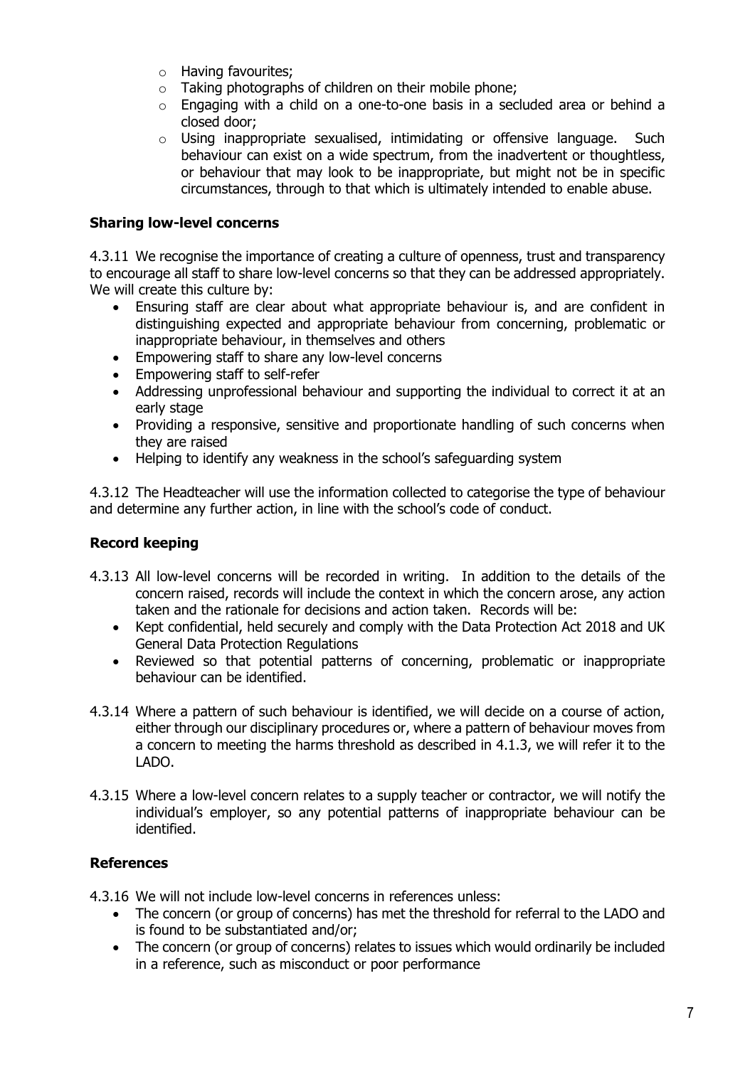- Having favourites;
- Taking photographs of children on their mobile phone;
- Engaging with a child on a one-to-one basis in a secluded area or behind a closed door;
- Using inappropriate sexualised, intimidating or offensive language. Such behaviour can exist on a wide spectrum, from the inadvertent or thoughtless, or behaviour that may look to be inappropriate, but might not be in specific circumstances, through to that which is ultimately intended to enable abuse.

### Sharing low-level concerns

4.3.11 We recognise the importance of creating a culture of openness, trust and transparency to encourage all staff to share low-level concerns so that they can be addressed appropriately. We will create this culture by:

- Ensuring staff are clear about what appropriate behaviour is, and are confident in distinguishing expected and appropriate behaviour from concerning, problematic or inappropriate behaviour, in themselves and others
- Empowering staff to share any low-level concerns
- Empowering staff to self-refer
- Addressing unprofessional behaviour and supporting the individual to correct it at an early stage
- Providing a responsive, sensitive and proportionate handling of such concerns when they are raised
- Helping to identify any weakness in the school's safeguarding system

4.3.12 The Headteacher will use the information collected to categorise the type of behaviour and determine any further action, in line with the school's code of conduct.

### Record keeping

4.3.13 All low-level concerns will be recorded in writing. In addition to the details of the concern raised, records will include the context in which the concern arose, any action taken and the rationale for decisions and action taken. Records will be:

- Kept confidential, held securely and comply with the Data Protection Act 2018 and UK General Data Protection Regulations
- Reviewed so that potential patterns of concerning, problematic or inappropriate behaviour can be identified.

4.3.14 Where a pattern of such behaviour is identified, we will decide on a course of action, either through our disciplinary procedures or, where a pattern of behaviour moves from a concern to meeting the harms threshold as described in 4.1.3, we will refer it to the LADO.

4.3.15 Where a low-level concern relates to a supply teacher or contractor, we will notify the individual's employer, so any potential patterns of inappropriate behaviour can be identified.

### References

4.3.16 We will not include low-level concerns in references unless:

- The concern (or group of concerns) has met the threshold for referral to the LADO and is found to be substantiated and/or;
- The concern (or group of concerns) relates to issues which would ordinarily be included in a reference, such as misconduct or poor performance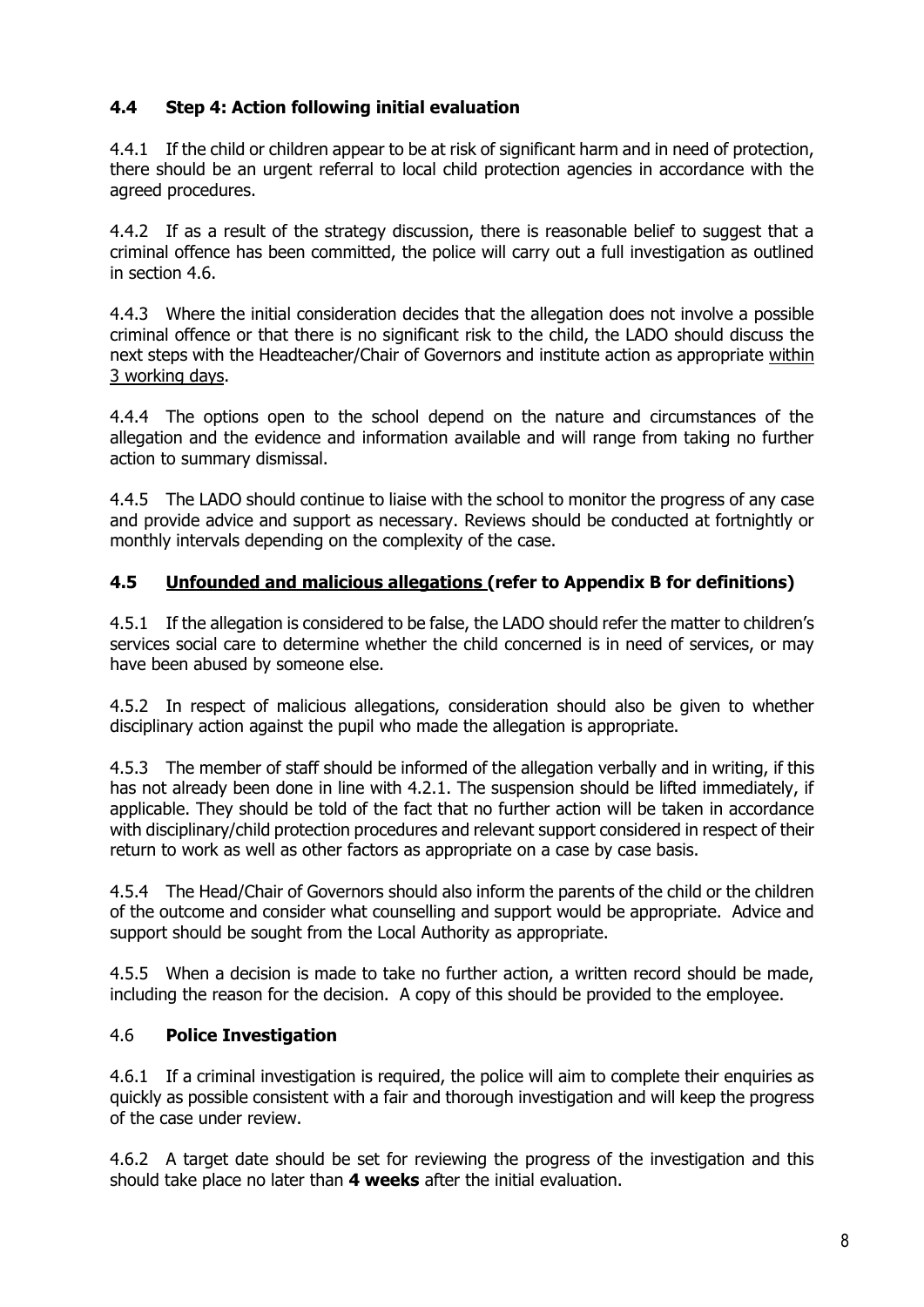### 4.4 Step 4: Action following initial evaluation

4.4.1 If the child or children appear to be at risk of significant harm and in need of protection, there should be an urgent referral to local child protection agencies in accordance with the agreed procedures.

4.4.2 If as a result of the strategy discussion, there is reasonable belief to suggest that a criminal offence has been committed, the police will carry out a full investigation as outlined in section 4.6.

4.4.3 Where the initial consideration decides that the allegation does not involve a possible criminal offence or that there is no significant risk to the child, the LADO should discuss the next steps with the Headteacher/Chair of Governors and institute action as appropriate <u>within 3 working days</u>.

4.4.4 The options open to the school depend on the nature and circumstances of the allegation and the evidence and information available and will range from taking no further action to summary dismissal.

4.4.5 The LADO should continue to liaise with the school to monitor the progress of any case and provide advice and support as necessary. Reviews should be conducted at fortnightly or monthly intervals depending on the complexity of the case.

### 4.5 <u>Unfounded and malicious allegations</u> (refer to Appendix B for definitions)

4.5.1 If the allegation is considered to be false, the LADO should refer the matter to children's services social care to determine whether the child concerned is in need of services, or may have been abused by someone else.

4.5.2 In respect of malicious allegations, consideration should also be given to whether disciplinary action against the pupil who made the allegation is appropriate.

4.5.3 The member of staff should be informed of the allegation verbally and in writing, if this has not already been done in line with 4.2.1. The suspension should be lifted immediately, if applicable. They should be told of the fact that no further action will be taken in accordance with disciplinary/child protection procedures and relevant support considered in respect of their return to work as well as other factors as appropriate on a case by case basis.

4.5.4 The Head/Chair of Governors should also inform the parents of the child or the children of the outcome and consider what counselling and support would be appropriate. Advice and support should be sought from the Local Authority as appropriate.

4.5.5 When a decision is made to take no further action, a written record should be made, including the reason for the decision. A copy of this should be provided to the employee.

### 4.6 Police Investigation

4.6.1 If a criminal investigation is required, the police will aim to complete their enquiries as quickly as possible consistent with a fair and thorough investigation and will keep the progress of the case under review.

4.6.2 A target date should be set for reviewing the progress of the investigation and this should take place no later than **4 weeks** after the initial evaluation.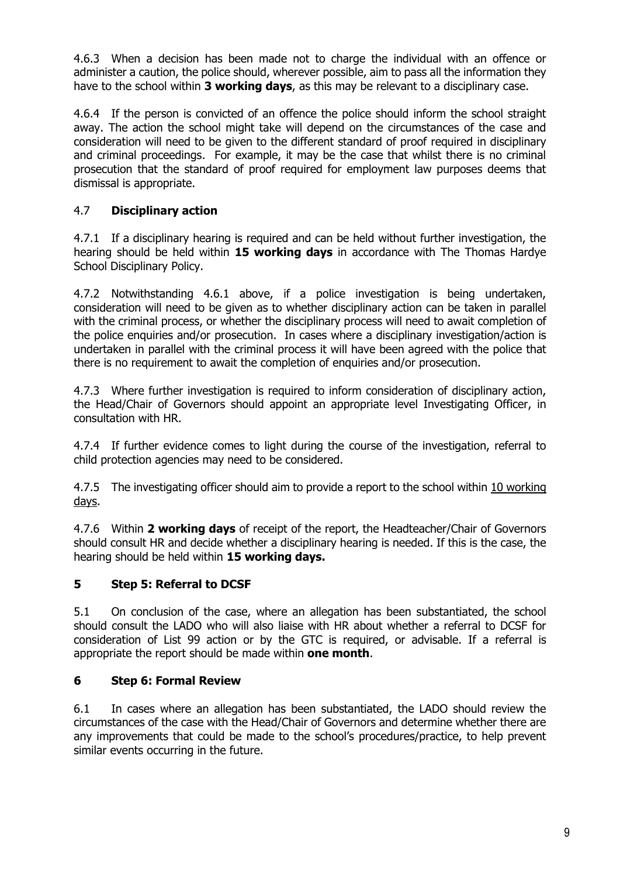4.6.3 When a decision has been made not to charge the individual with an offence or administer a caution, the police should, wherever possible, aim to pass all the information they have to the school within **3 working days**, as this may be relevant to a disciplinary case.

4.6.4 If the person is convicted of an offence the police should inform the school straight away. The action the school might take will depend on the circumstances of the case and consideration will need to be given to the different standard of proof required in disciplinary and criminal proceedings. For example, it may be the case that whilst there is no criminal prosecution that the standard of proof required for employment law purposes deems that dismissal is appropriate.

### 4.7 Disciplinary action

4.7.1 If a disciplinary hearing is required and can be held without further investigation, the hearing should be held within **15 working days** in accordance with The Thomas Hardye School Disciplinary Policy.

4.7.2 Notwithstanding 4.6.1 above, if a police investigation is being undertaken, consideration will need to be given as to whether disciplinary action can be taken in parallel with the criminal process, or whether the disciplinary process will need to await completion of the police enquiries and/or prosecution. In cases where a disciplinary investigation/action is undertaken in parallel with the criminal process it will have been agreed with the police that there is no requirement to await the completion of enquiries and/or prosecution.

4.7.3 Where further investigation is required to inform consideration of disciplinary action, the Head/Chair of Governors should appoint an appropriate level Investigating Officer, in consultation with HR.

4.7.4 If further evidence comes to light during the course of the investigation, referral to child protection agencies may need to be considered.

4.7.5 The investigating officer should aim to provide a report to the school within 10 working days.

4.7.6 Within **2 working days** of receipt of the report, the Headteacher/Chair of Governors should consult HR and decide whether a disciplinary hearing is needed. If this is the case, the hearing should be held within **15 working days.**

## 5 Step 5: Referral to DCSF

5.1 On conclusion of the case, where an allegation has been substantiated, the school should consult the LADO who will also liaise with HR about whether a referral to DCSF for consideration of List 99 action or by the GTC is required, or advisable. If a referral is appropriate the report should be made within **one month**.

## 6 Step 6: Formal Review

6.1 In cases where an allegation has been substantiated, the LADO should review the circumstances of the case with the Head/Chair of Governors and determine whether there are any improvements that could be made to the school's procedures/practice, to help prevent similar events occurring in the future.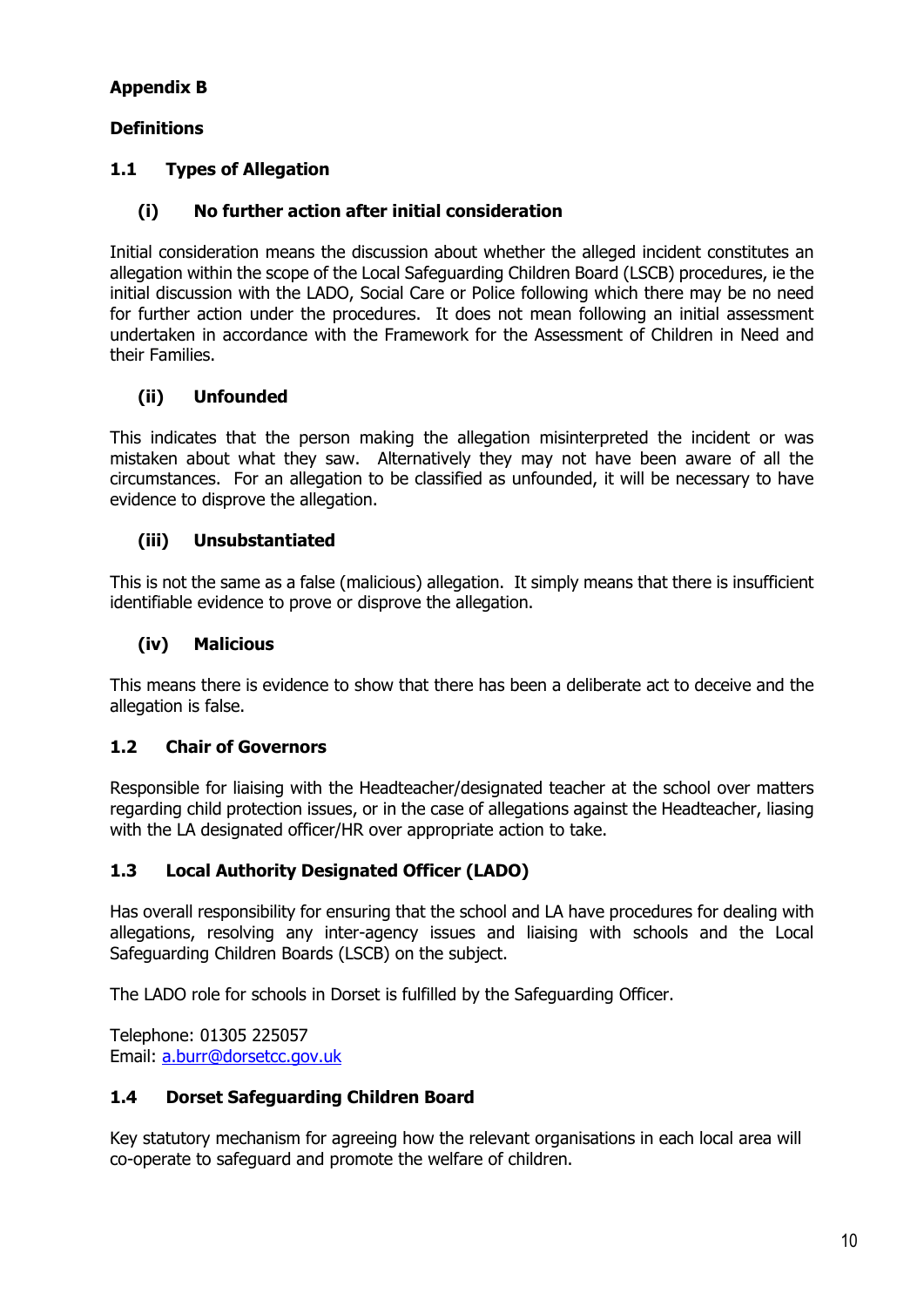**Appendix B**

**Definitions**

## 1.1 Types of Allegation

### (i) No further action after initial consideration

Initial consideration means the discussion about whether the alleged incident constitutes an allegation within the scope of the Local Safeguarding Children Board (LSCB) procedures, ie the initial discussion with the LADO, Social Care or Police following which there may be no need for further action under the procedures. It does not mean following an initial assessment undertaken in accordance with the Framework for the Assessment of Children in Need and their Families.

### (ii) Unfounded

This indicates that the person making the allegation misinterpreted the incident or was mistaken about what they saw. Alternatively they may not have been aware of all the circumstances. For an allegation to be classified as unfounded, it will be necessary to have evidence to disprove the allegation.

### (iii) Unsubstantiated

This is not the same as a false (malicious) allegation. It simply means that there is insufficient identifiable evidence to prove or disprove the allegation.

### (iv) Malicious

This means there is evidence to show that there has been a deliberate act to deceive and the allegation is false.

## 1.2 Chair of Governors

Responsible for liaising with the Headteacher/designated teacher at the school over matters regarding child protection issues, or in the case of allegations against the Headteacher, liasing with the LA designated officer/HR over appropriate action to take.

## 1.3 Local Authority Designated Officer (LADO)

Has overall responsibility for ensuring that the school and LA have procedures for dealing with allegations, resolving any inter-agency issues and liaising with schools and the Local Safeguarding Children Boards (LSCB) on the subject.

The LADO role for schools in Dorset is fulfilled by the Safeguarding Officer.

Telephone: 01305 225057
Email: a.burr@dorsetcc.gov.uk

## 1.4 Dorset Safeguarding Children Board

Key statutory mechanism for agreeing how the relevant organisations in each local area will co-operate to safeguard and promote the welfare of children.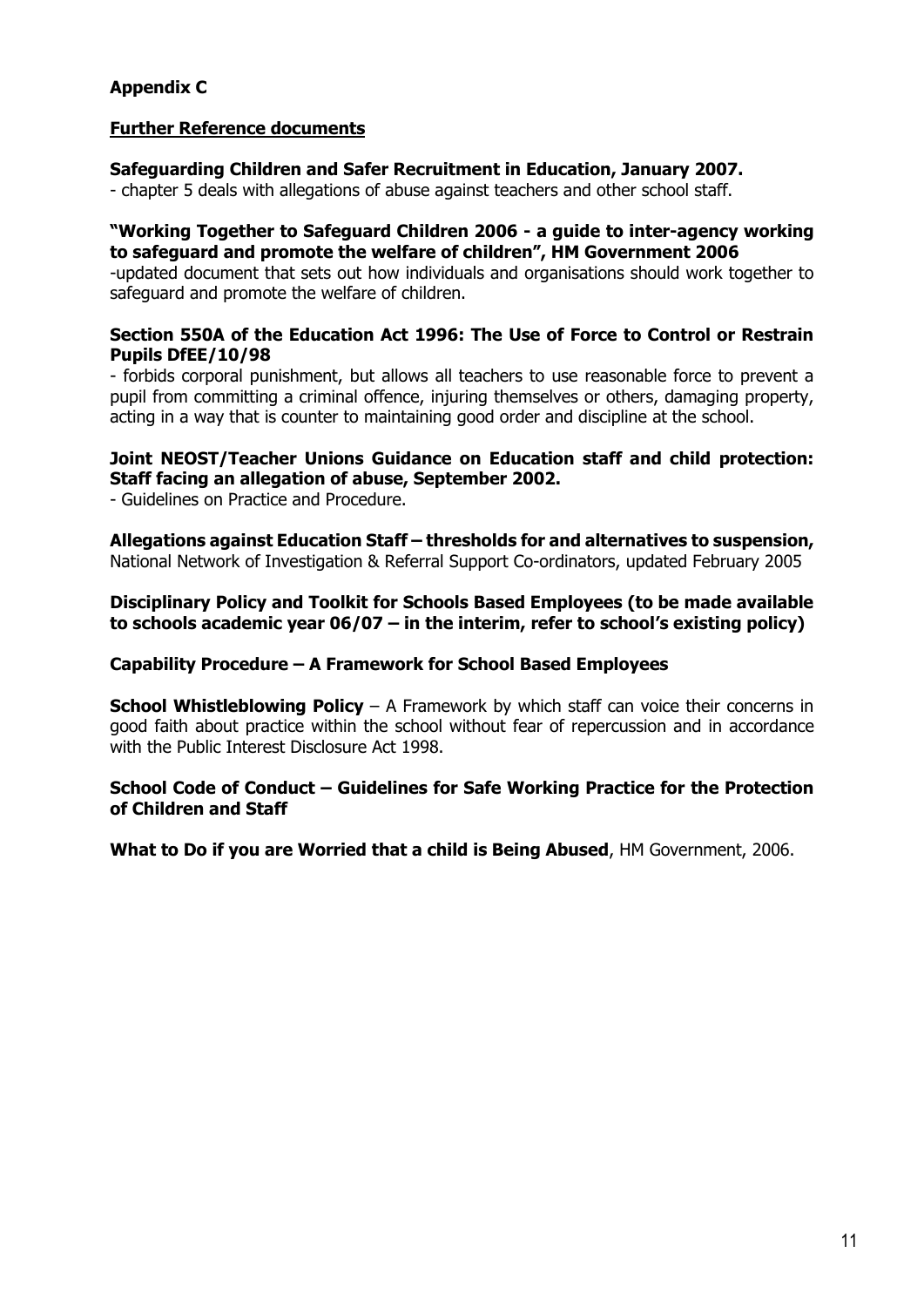**Appendix C**

**Further Reference documents**

**Safeguarding Children and Safer Recruitment in Education, January 2007.**
- chapter 5 deals with allegations of abuse against teachers and other school staff.

**"Working Together to Safeguard Children 2006 - a guide to inter-agency working to safeguard and promote the welfare of children", HM Government 2006**
-updated document that sets out how individuals and organisations should work together to safeguard and promote the welfare of children.

**Section 550A of the Education Act 1996: The Use of Force to Control or Restrain Pupils DfEE/10/98**
- forbids corporal punishment, but allows all teachers to use reasonable force to prevent a pupil from committing a criminal offence, injuring themselves or others, damaging property, acting in a way that is counter to maintaining good order and discipline at the school.

**Joint NEOST/Teacher Unions Guidance on Education staff and child protection: Staff facing an allegation of abuse, September 2002.**
- Guidelines on Practice and Procedure.

**Allegations against Education Staff – thresholds for and alternatives to suspension,** National Network of Investigation & Referral Support Co-ordinators, updated February 2005

**Disciplinary Policy and Toolkit for Schools Based Employees (to be made available to schools academic year 06/07 – in the interim, refer to school's existing policy)**

**Capability Procedure – A Framework for School Based Employees**

**School Whistleblowing Policy** – A Framework by which staff can voice their concerns in good faith about practice within the school without fear of repercussion and in accordance with the Public Interest Disclosure Act 1998.

**School Code of Conduct – Guidelines for Safe Working Practice for the Protection of Children and Staff**

**What to Do if you are Worried that a child is Being Abused**, HM Government, 2006.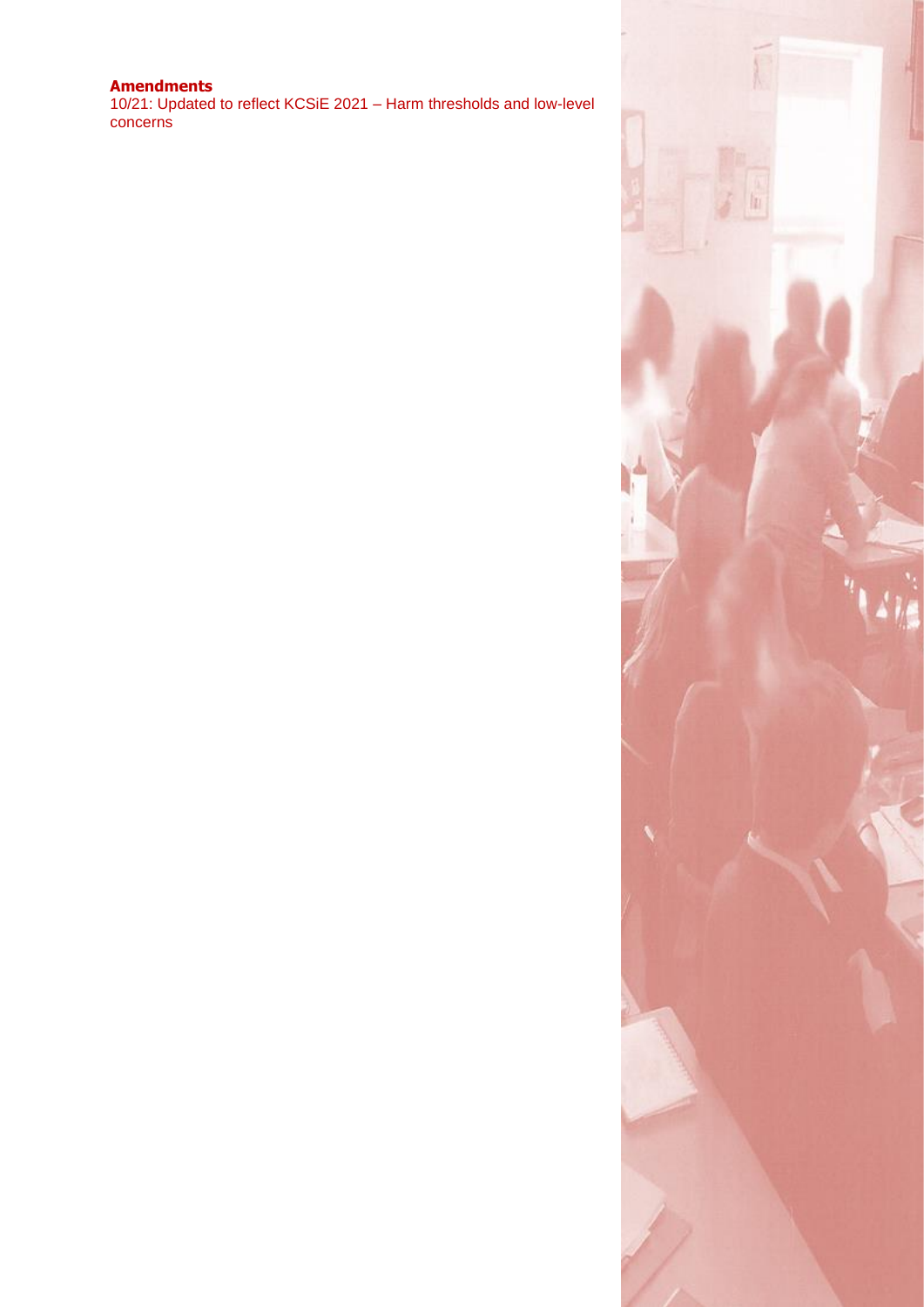**Amendments**

10/21: Updated to reflect KCSiE 2021 – Harm thresholds and low-level concerns